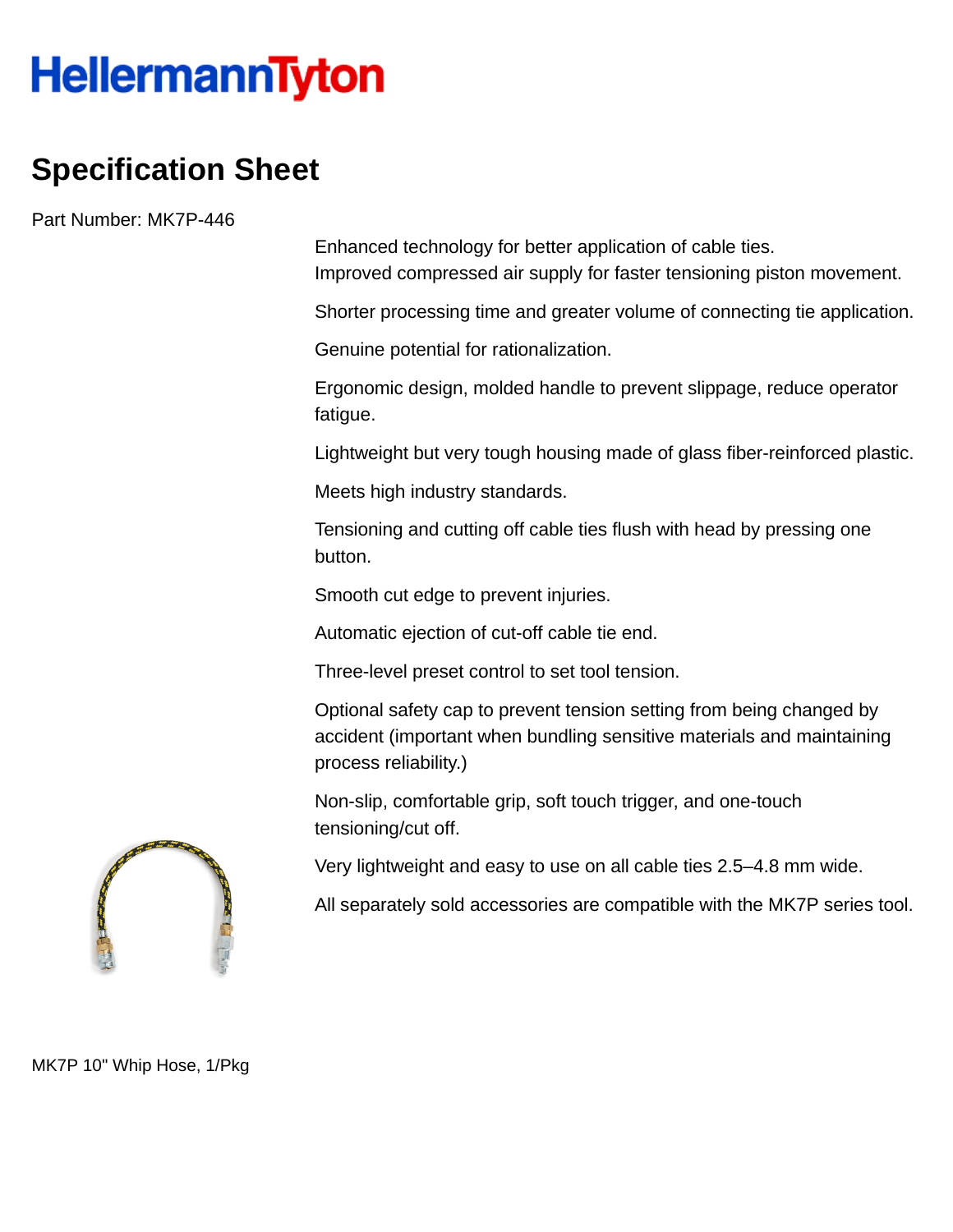HellermannTyton

# Specification Sheet

Part Number: MK7P-446

Enhanced technology for better application of cable ties.
Improved compressed air supply for faster tensioning piston movement.

Shorter processing time and greater volume of connecting tie application.

Genuine potential for rationalization.

Ergonomic design, molded handle to prevent slippage, reduce operator fatigue.

Lightweight but very tough housing made of glass fiber-reinforced plastic.

Meets high industry standards.

Tensioning and cutting off cable ties flush with head by pressing one button.

Smooth cut edge to prevent injuries.

Automatic ejection of cut-off cable tie end.

Three-level preset control to set tool tension.

Optional safety cap to prevent tension setting from being changed by accident (important when bundling sensitive materials and maintaining process reliability.)

Non-slip, comfortable grip, soft touch trigger, and one-touch tensioning/cut off.

Very lightweight and easy to use on all cable ties 2.5–4.8 mm wide.

All separately sold accessories are compatible with the MK7P series tool.

MK7P 10" Whip Hose, 1/Pkg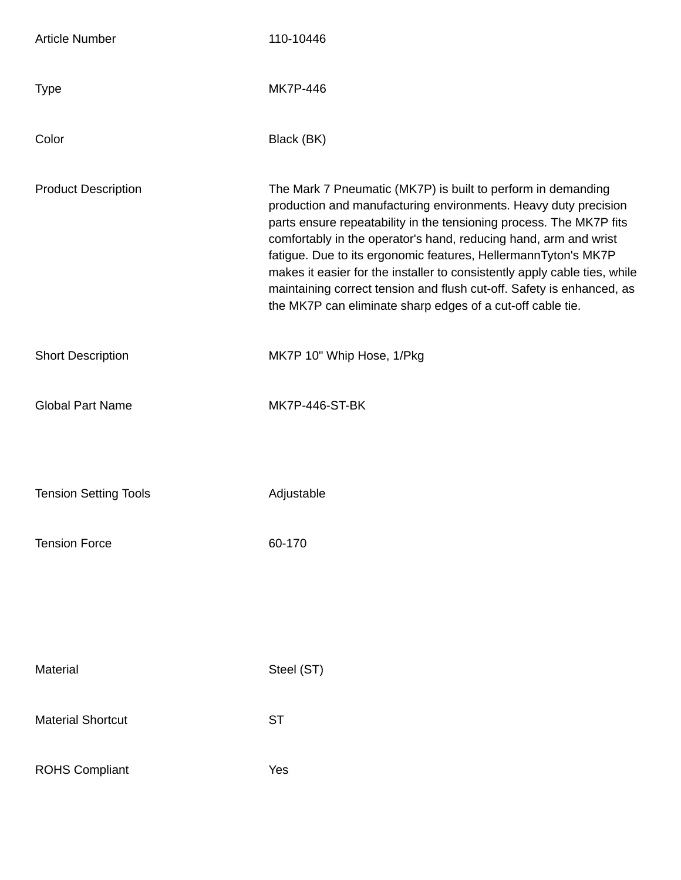| | |
|---|---|
| Article Number | 110-10446 |
| Type | MK7P-446 |
| Color | Black (BK) |
| Product Description | The Mark 7 Pneumatic (MK7P) is built to perform in demanding production and manufacturing environments. Heavy duty precision parts ensure repeatability in the tensioning process. The MK7P fits comfortably in the operator's hand, reducing hand, arm and wrist fatigue. Due to its ergonomic features, HellermannTyton's MK7P makes it easier for the installer to consistently apply cable ties, while maintaining correct tension and flush cut-off. Safety is enhanced, as the MK7P can eliminate sharp edges of a cut-off cable tie. |
| Short Description | MK7P 10" Whip Hose, 1/Pkg |
| Global Part Name | MK7P-446-ST-BK |
| Tension Setting Tools | Adjustable |
| Tension Force | 60-170 |
| Material | Steel (ST) |
| Material Shortcut | ST |
| ROHS Compliant | Yes |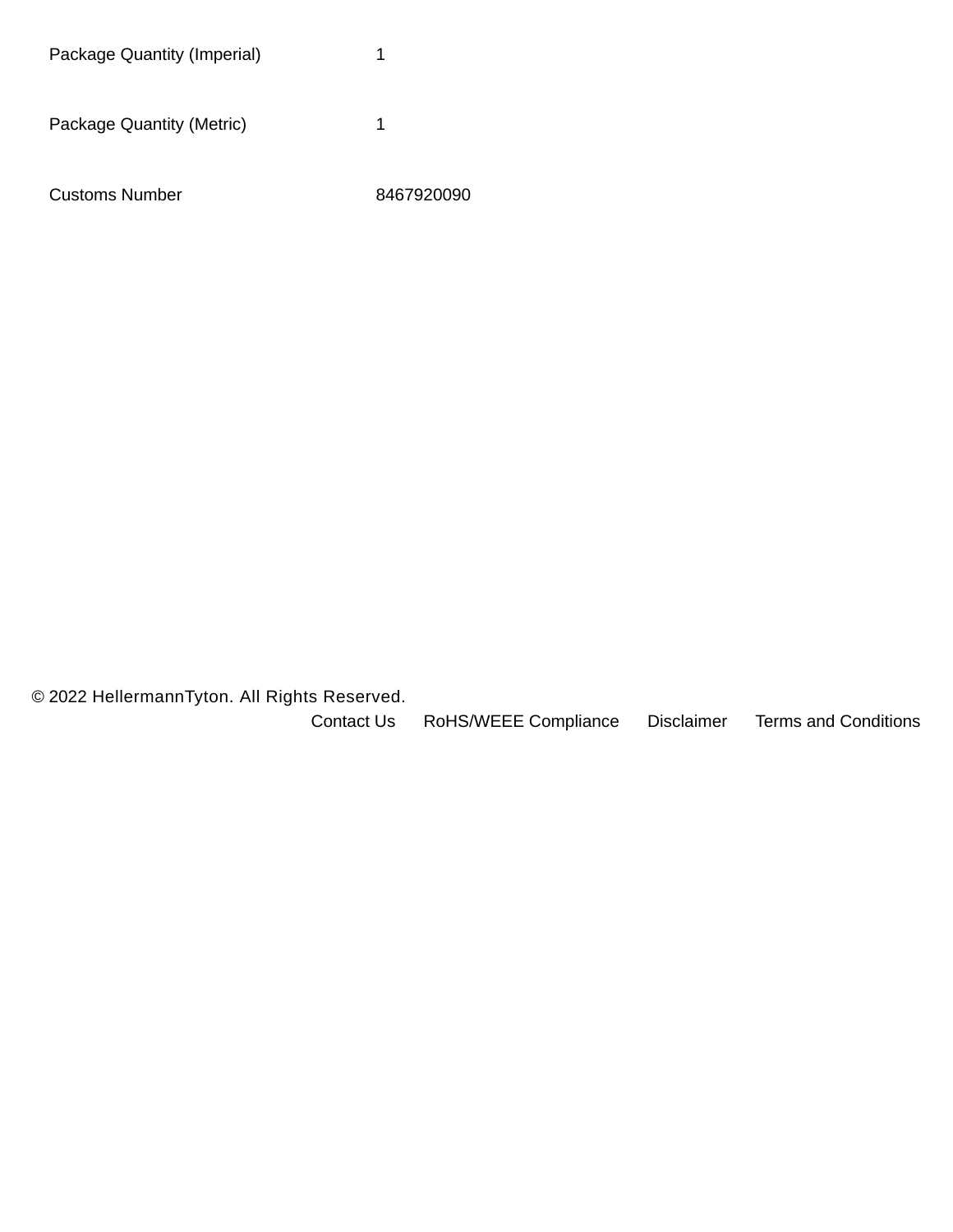| | |
|---|---|
| Package Quantity (Imperial) | 1 |
| Package Quantity (Metric) | 1 |
| Customs Number | 8467920090 |

© 2022 HellermannTyton. All Rights Reserved.

Contact Us RoHS/WEEE Compliance Disclaimer Terms and Conditions